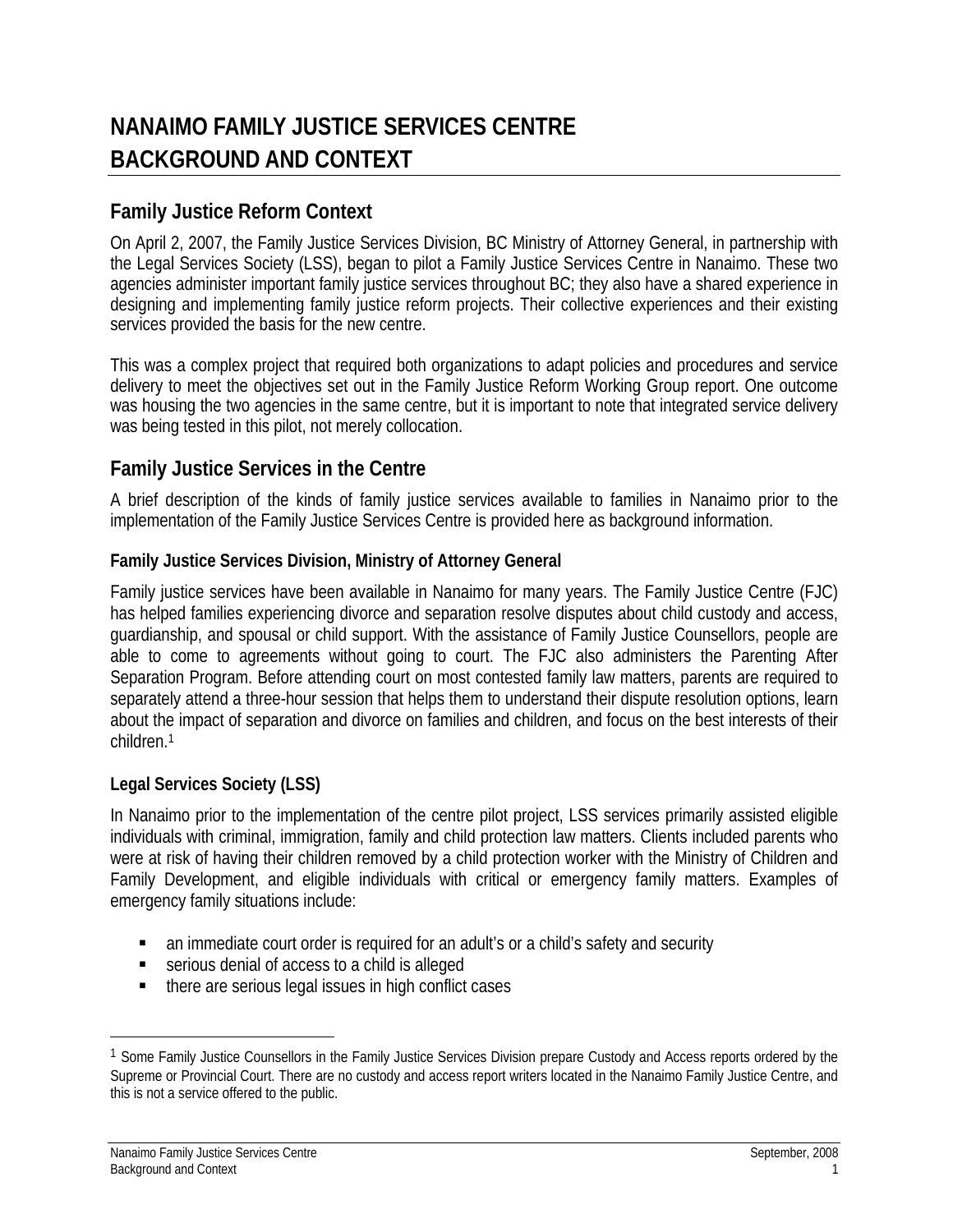# NANAIMO FAMILY JUSTICE SERVICES CENTRE BACKGROUND AND CONTEXT

## Family Justice Reform Context

On April 2, 2007, the Family Justice Services Division, BC Ministry of Attorney General, in partnership with the Legal Services Society (LSS), began to pilot a Family Justice Services Centre in Nanaimo. These two agencies administer important family justice services throughout BC; they also have a shared experience in designing and implementing family justice reform projects. Their collective experiences and their existing services provided the basis for the new centre.

This was a complex project that required both organizations to adapt policies and procedures and service delivery to meet the objectives set out in the Family Justice Reform Working Group report. One outcome was housing the two agencies in the same centre, but it is important to note that integrated service delivery was being tested in this pilot, not merely collocation.

## Family Justice Services in the Centre

A brief description of the kinds of family justice services available to families in Nanaimo prior to the implementation of the Family Justice Services Centre is provided here as background information.

### Family Justice Services Division, Ministry of Attorney General

Family justice services have been available in Nanaimo for many years. The Family Justice Centre (FJC) has helped families experiencing divorce and separation resolve disputes about child custody and access, guardianship, and spousal or child support. With the assistance of Family Justice Counsellors, people are able to come to agreements without going to court. The FJC also administers the Parenting After Separation Program. Before attending court on most contested family law matters, parents are required to separately attend a three-hour session that helps them to understand their dispute resolution options, learn about the impact of separation and divorce on families and children, and focus on the best interests of their children.[1]

### Legal Services Society (LSS)

In Nanaimo prior to the implementation of the centre pilot project, LSS services primarily assisted eligible individuals with criminal, immigration, family and child protection law matters. Clients included parents who were at risk of having their children removed by a child protection worker with the Ministry of Children and Family Development, and eligible individuals with critical or emergency family matters. Examples of emergency family situations include:

- an immediate court order is required for an adult's or a child's safety and security
- serious denial of access to a child is alleged
- there are serious legal issues in high conflict cases

---

[1] Some Family Justice Counsellors in the Family Justice Services Division prepare Custody and Access reports ordered by the Supreme or Provincial Court. There are no custody and access report writers located in the Nanaimo Family Justice Centre, and this is not a service offered to the public.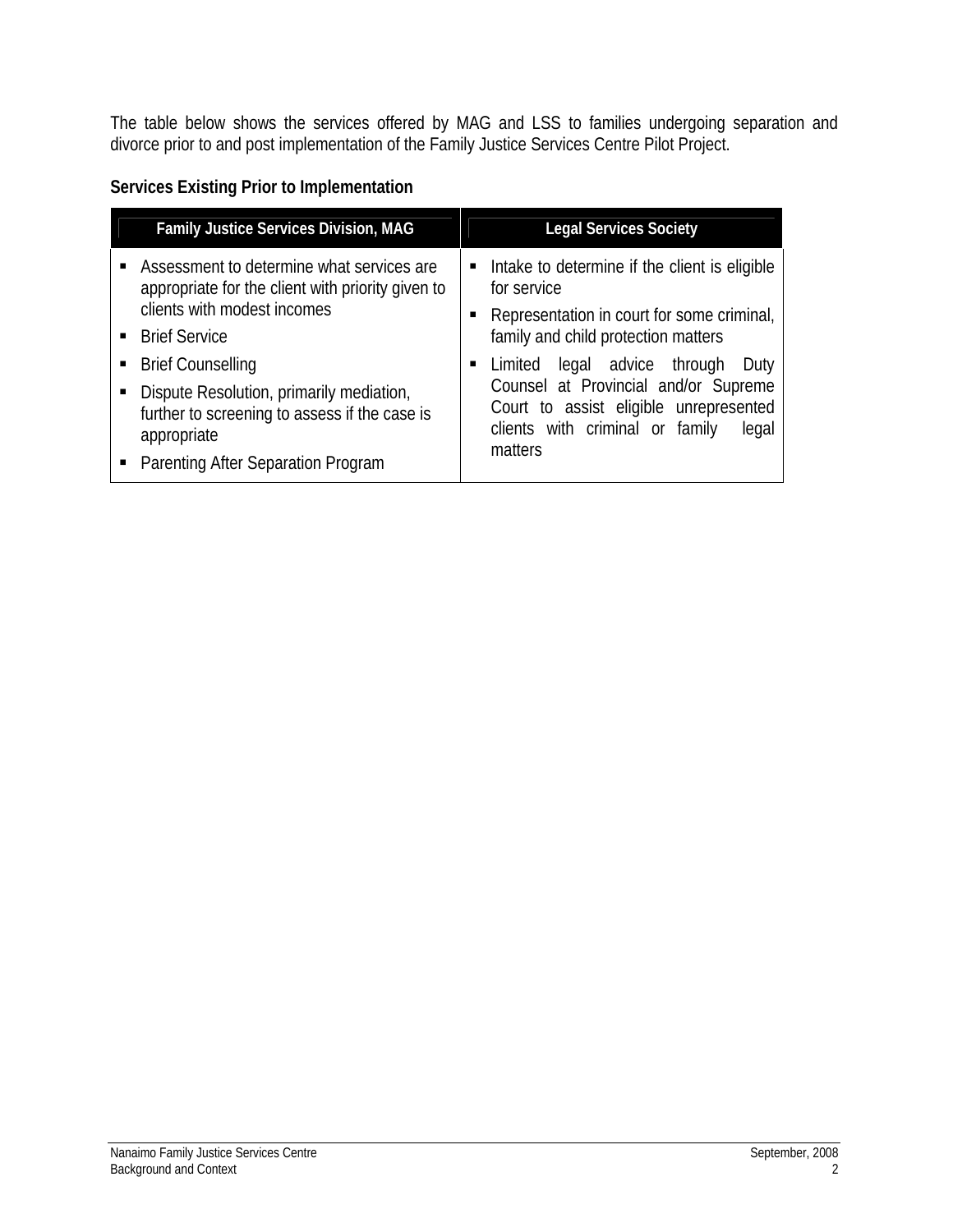The table below shows the services offered by MAG and LSS to families undergoing separation and divorce prior to and post implementation of the Family Justice Services Centre Pilot Project.

**Services Existing Prior to Implementation**

| Family Justice Services Division, MAG | Legal Services Society |
|---|---|
| ▪ Assessment to determine what services are appropriate for the client with priority given to clients with modest incomes<br>▪ Brief Service<br>▪ Brief Counselling<br>▪ Dispute Resolution, primarily mediation, further to screening to assess if the case is appropriate<br>▪ Parenting After Separation Program | ▪ Intake to determine if the client is eligible for service<br>▪ Representation in court for some criminal, family and child protection matters<br>▪ Limited legal advice through Duty Counsel at Provincial and/or Supreme Court to assist eligible unrepresented clients with criminal or family legal matters |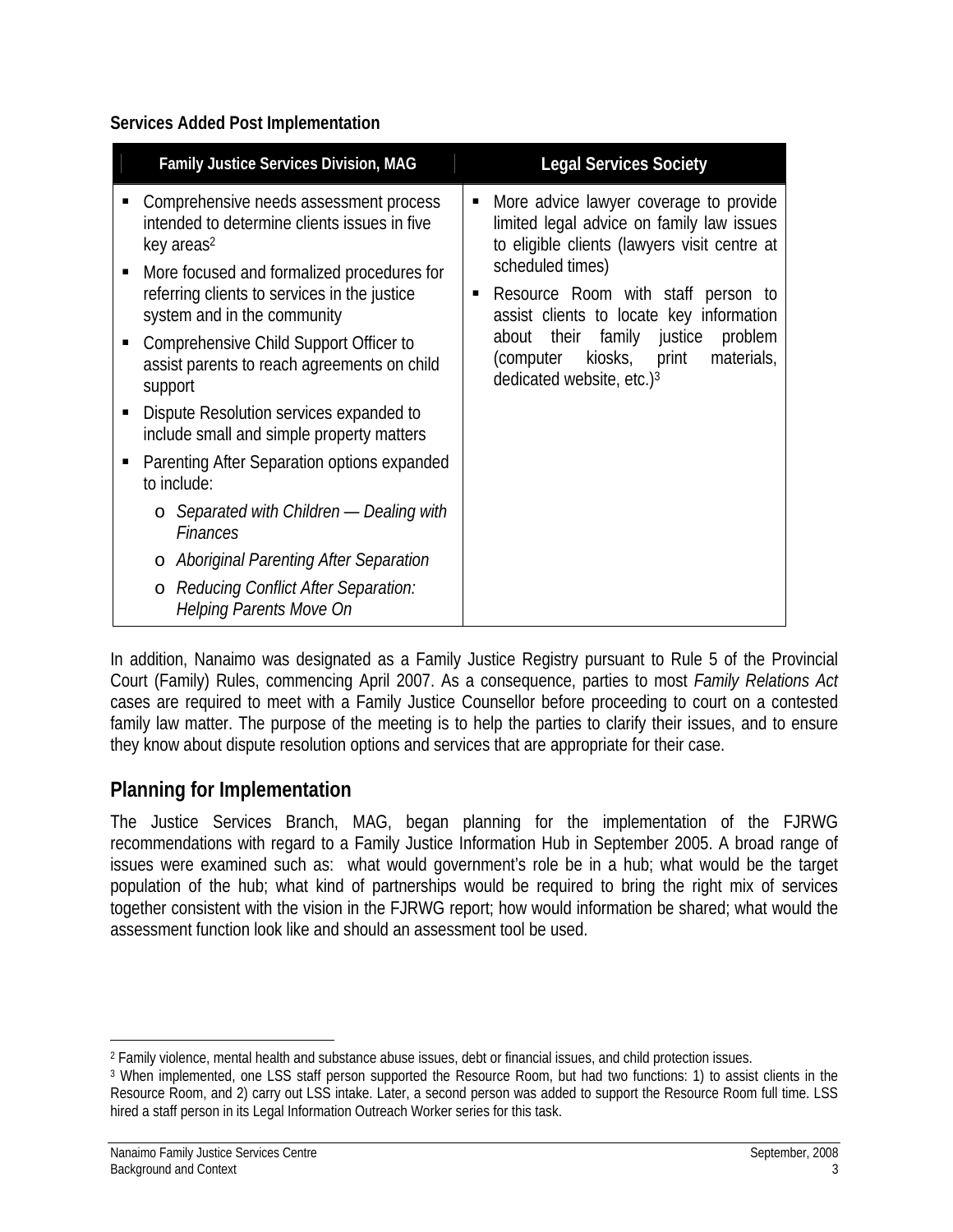**Services Added Post Implementation**

| Family Justice Services Division, MAG | Legal Services Society |
|---|---|
| ▪ Comprehensive needs assessment process intended to determine clients issues in five key areas[2]<br>▪ More focused and formalized procedures for referring clients to services in the justice system and in the community<br>▪ Comprehensive Child Support Officer to assist parents to reach agreements on child support<br>▪ Dispute Resolution services expanded to include small and simple property matters<br>▪ Parenting After Separation options expanded to include:<br>&nbsp;&nbsp;&nbsp;&nbsp;o *Separated with Children — Dealing with Finances*<br>&nbsp;&nbsp;&nbsp;&nbsp;o *Aboriginal Parenting After Separation*<br>&nbsp;&nbsp;&nbsp;&nbsp;o *Reducing Conflict After Separation: Helping Parents Move On* | ▪ More advice lawyer coverage to provide limited legal advice on family law issues to eligible clients (lawyers visit centre at scheduled times)<br>▪ Resource Room with staff person to assist clients to locate key information about their family justice problem (computer kiosks, print materials, dedicated website, etc.)[3] |

In addition, Nanaimo was designated as a Family Justice Registry pursuant to Rule 5 of the Provincial Court (Family) Rules, commencing April 2007. As a consequence, parties to most *Family Relations Act* cases are required to meet with a Family Justice Counsellor before proceeding to court on a contested family law matter. The purpose of the meeting is to help the parties to clarify their issues, and to ensure they know about dispute resolution options and services that are appropriate for their case.

## Planning for Implementation

The Justice Services Branch, MAG, began planning for the implementation of the FJRWG recommendations with regard to a Family Justice Information Hub in September 2005. A broad range of issues were examined such as: what would government's role be in a hub; what would be the target population of the hub; what kind of partnerships would be required to bring the right mix of services together consistent with the vision in the FJRWG report; how would information be shared; what would the assessment function look like and should an assessment tool be used.

---

[2] Family violence, mental health and substance abuse issues, debt or financial issues, and child protection issues.

[3] When implemented, one LSS staff person supported the Resource Room, but had two functions: 1) to assist clients in the Resource Room, and 2) carry out LSS intake. Later, a second person was added to support the Resource Room full time. LSS hired a staff person in its Legal Information Outreach Worker series for this task.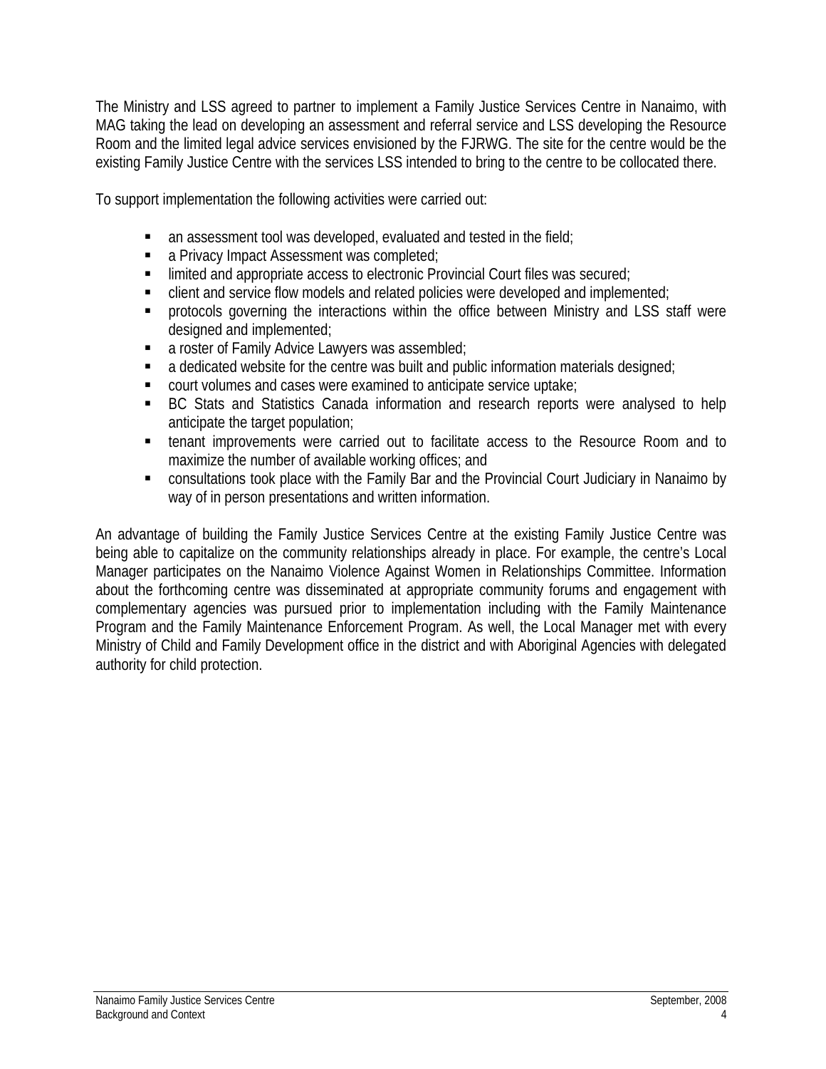The Ministry and LSS agreed to partner to implement a Family Justice Services Centre in Nanaimo, with MAG taking the lead on developing an assessment and referral service and LSS developing the Resource Room and the limited legal advice services envisioned by the FJRWG. The site for the centre would be the existing Family Justice Centre with the services LSS intended to bring to the centre to be collocated there.

To support implementation the following activities were carried out:

- an assessment tool was developed, evaluated and tested in the field;
- a Privacy Impact Assessment was completed;
- limited and appropriate access to electronic Provincial Court files was secured;
- client and service flow models and related policies were developed and implemented;
- protocols governing the interactions within the office between Ministry and LSS staff were designed and implemented;
- a roster of Family Advice Lawyers was assembled;
- a dedicated website for the centre was built and public information materials designed;
- court volumes and cases were examined to anticipate service uptake;
- BC Stats and Statistics Canada information and research reports were analysed to help anticipate the target population;
- tenant improvements were carried out to facilitate access to the Resource Room and to maximize the number of available working offices; and
- consultations took place with the Family Bar and the Provincial Court Judiciary in Nanaimo by way of in person presentations and written information.

An advantage of building the Family Justice Services Centre at the existing Family Justice Centre was being able to capitalize on the community relationships already in place. For example, the centre's Local Manager participates on the Nanaimo Violence Against Women in Relationships Committee. Information about the forthcoming centre was disseminated at appropriate community forums and engagement with complementary agencies was pursued prior to implementation including with the Family Maintenance Program and the Family Maintenance Enforcement Program. As well, the Local Manager met with every Ministry of Child and Family Development office in the district and with Aboriginal Agencies with delegated authority for child protection.